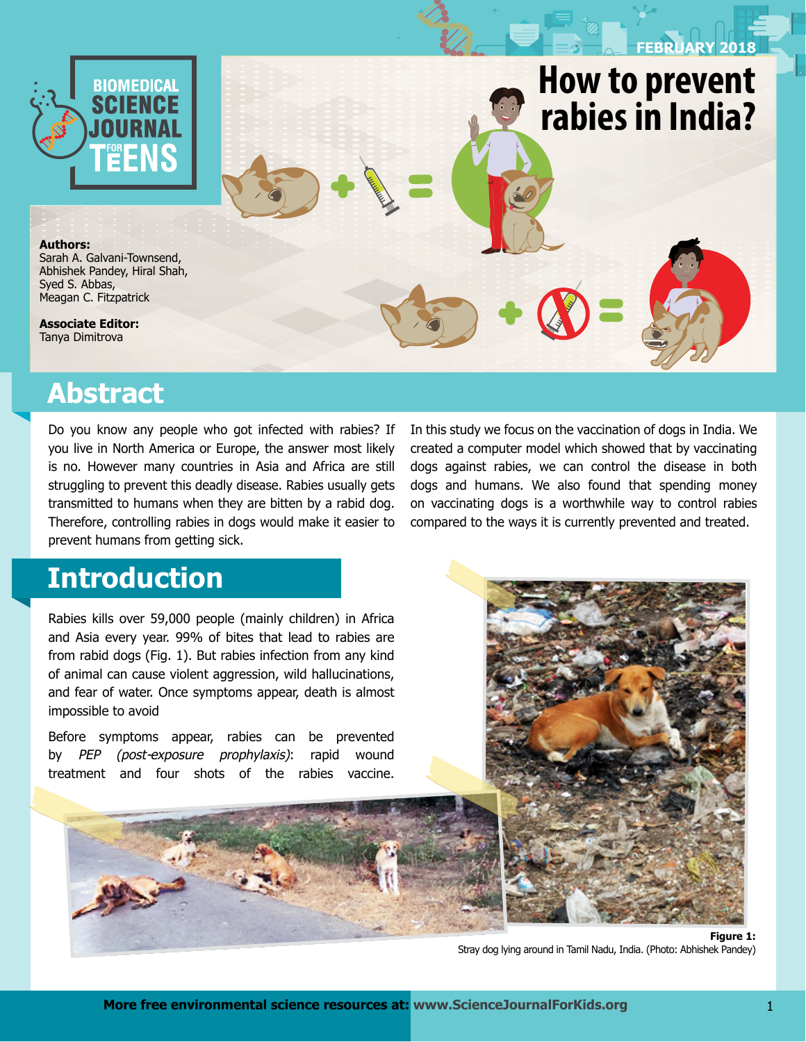FEBRUARY 2018

# How to prevent rabies in India?

**Authors:**
Sarah A. Galvani-Townsend, Abhishek Pandey, Hiral Shah, Syed S. Abbas, Meagan C. Fitzpatrick

**Associate Editor:**
Tanya Dimitrova

## Abstract

Do you know any people who got infected with rabies? If you live in North America or Europe, the answer most likely is no. However many countries in Asia and Africa are still struggling to prevent this deadly disease. Rabies usually gets transmitted to humans when they are bitten by a rabid dog. Therefore, controlling rabies in dogs would make it easier to prevent humans from getting sick.

In this study we focus on the vaccination of dogs in India. We created a computer model which showed that by vaccinating dogs against rabies, we can control the disease in both dogs and humans. We also found that spending money on vaccinating dogs is a worthwhile way to control rabies compared to the ways it is currently prevented and treated.

## Introduction

Rabies kills over 59,000 people (mainly children) in Africa and Asia every year. 99% of bites that lead to rabies are from rabid dogs (Fig. 1). But rabies infection from any kind of animal can cause violent aggression, wild hallucinations, and fear of water. Once symptoms appear, death is almost impossible to avoid

Before symptoms appear, rabies can be prevented by *PEP (post-exposure prophylaxis)*: rapid wound treatment and four shots of the rabies vaccine.

**Figure 1:**
Stray dog lying around in Tamil Nadu, India. (Photo: Abhishek Pandey)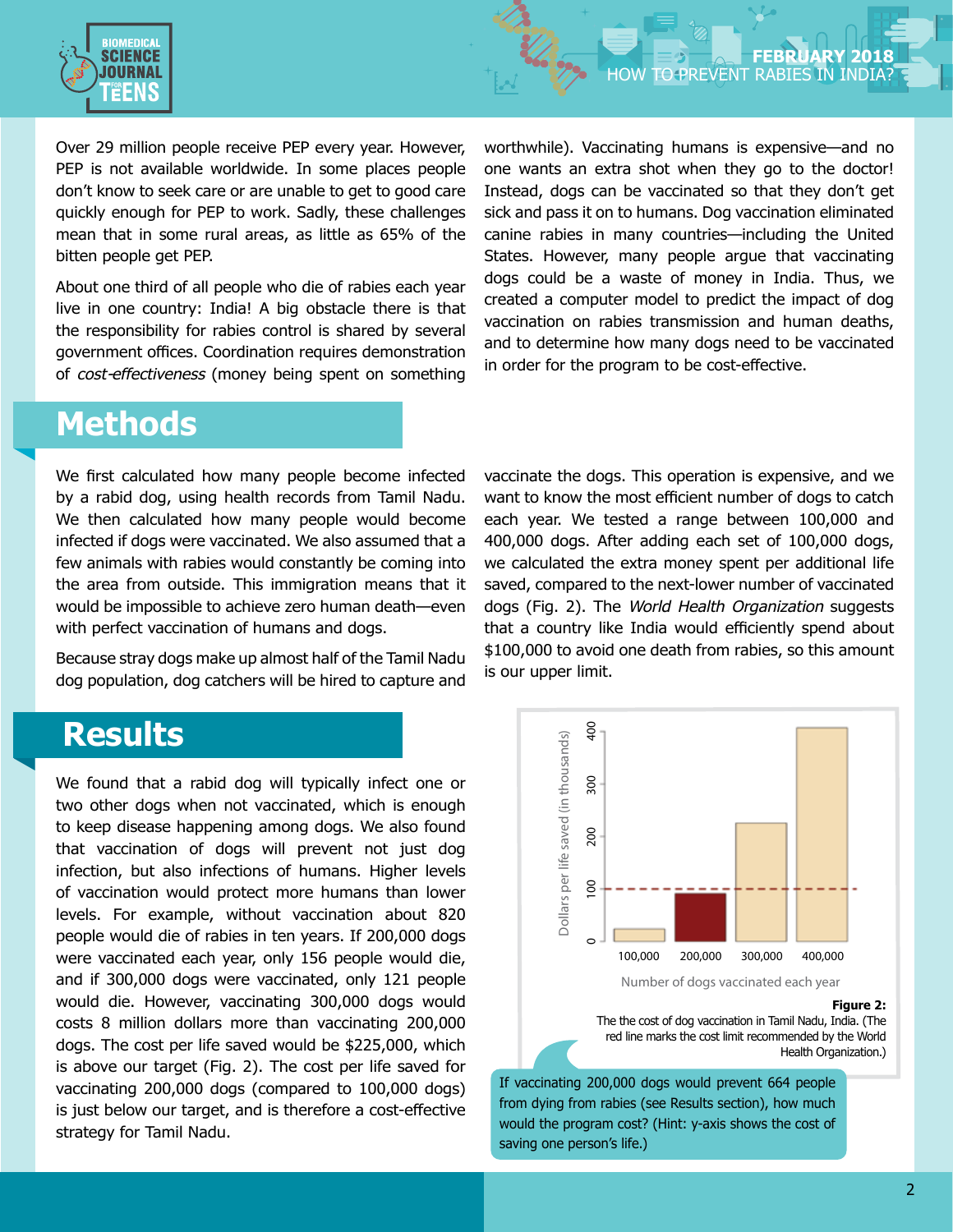Over 29 million people receive PEP every year. However, PEP is not available worldwide. In some places people don't know to seek care or are unable to get to good care quickly enough for PEP to work. Sadly, these challenges mean that in some rural areas, as little as 65% of the bitten people get PEP.

About one third of all people who die of rabies each year live in one country: India! A big obstacle there is that the responsibility for rabies control is shared by several government offices. Coordination requires demonstration of *cost-effectiveness* (money being spent on something worthwhile). Vaccinating humans is expensive—and no one wants an extra shot when they go to the doctor! Instead, dogs can be vaccinated so that they don't get sick and pass it on to humans. Dog vaccination eliminated canine rabies in many countries—including the United States. However, many people argue that vaccinating dogs could be a waste of money in India. Thus, we created a computer model to predict the impact of dog vaccination on rabies transmission and human deaths, and to determine how many dogs need to be vaccinated in order for the program to be cost-effective.

## Methods

We first calculated how many people become infected by a rabid dog, using health records from Tamil Nadu. We then calculated how many people would become infected if dogs were vaccinated. We also assumed that a few animals with rabies would constantly be coming into the area from outside. This immigration means that it would be impossible to achieve zero human death—even with perfect vaccination of humans and dogs.

Because stray dogs make up almost half of the Tamil Nadu dog population, dog catchers will be hired to capture and vaccinate the dogs. This operation is expensive, and we want to know the most efficient number of dogs to catch each year. We tested a range between 100,000 and 400,000 dogs. After adding each set of 100,000 dogs, we calculated the extra money spent per additional life saved, compared to the next-lower number of vaccinated dogs (Fig. 2). The *World Health Organization* suggests that a country like India would efficiently spend about $100,000 to avoid one death from rabies, so this amount is our upper limit.

## Results

We found that a rabid dog will typically infect one or two other dogs when not vaccinated, which is enough to keep disease happening among dogs. We also found that vaccination of dogs will prevent not just dog infection, but also infections of humans. Higher levels of vaccination would protect more humans than lower levels. For example, without vaccination about 820 people would die of rabies in ten years. If 200,000 dogs were vaccinated each year, only 156 people would die, and if 300,000 dogs were vaccinated, only 121 people would die. However, vaccinating 300,000 dogs would costs 8 million dollars more than vaccinating 200,000 dogs. The cost per life saved would be $225,000, which is above our target (Fig. 2). The cost per life saved for vaccinating 200,000 dogs (compared to 100,000 dogs) is just below our target, and is therefore a cost-effective strategy for Tamil Nadu.

**Figure 2:**
The the cost of dog vaccination in Tamil Nadu, India. (The red line marks the cost limit recommended by the World Health Organization.)

If vaccinating 200,000 dogs would prevent 664 people from dying from rabies (see Results section), how much would the program cost? (Hint: y-axis shows the cost of saving one person's life.)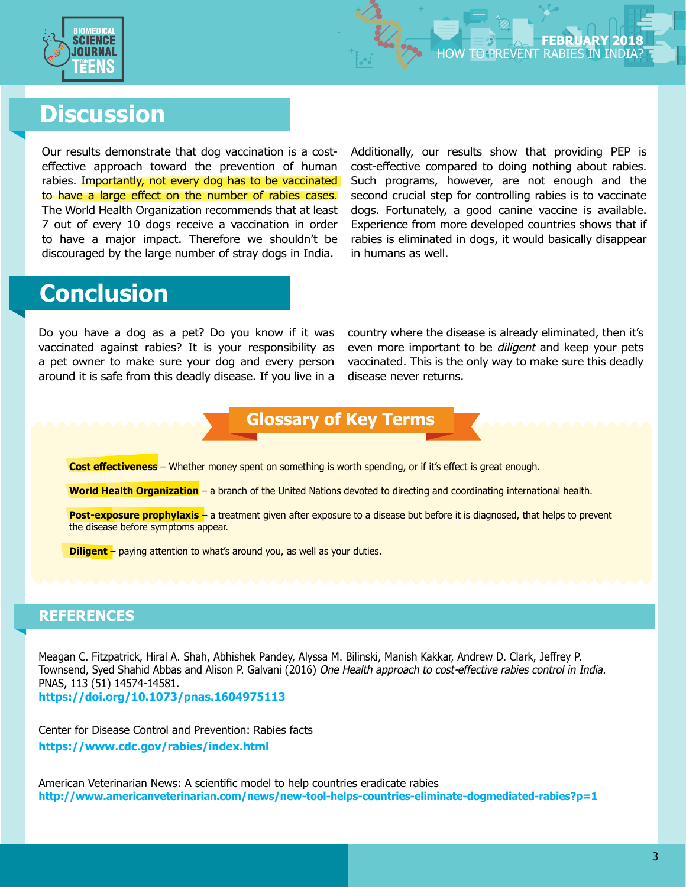## Discussion

Our results demonstrate that dog vaccination is a cost-effective approach toward the prevention of human rabies. Importantly, not every dog has to be vaccinated to have a large effect on the number of rabies cases. The World Health Organization recommends that at least 7 out of every 10 dogs receive a vaccination in order to have a major impact. Therefore we shouldn't be discouraged by the large number of stray dogs in India.

Additionally, our results show that providing PEP is cost-effective compared to doing nothing about rabies. Such programs, however, are not enough and the second crucial step for controlling rabies is to vaccinate dogs. Fortunately, a good canine vaccine is available. Experience from more developed countries shows that if rabies is eliminated in dogs, it would basically disappear in humans as well.

## Conclusion

Do you have a dog as a pet? Do you know if it was vaccinated against rabies? It is your responsibility as a pet owner to make sure your dog and every person around it is safe from this deadly disease. If you live in a country where the disease is already eliminated, then it's even more important to be *diligent* and keep your pets vaccinated. This is the only way to make sure this deadly disease never returns.

## Glossary of Key Terms

**Cost effectiveness** – Whether money spent on something is worth spending, or if it's effect is great enough.

**World Health Organization** – a branch of the United Nations devoted to directing and coordinating international health.

**Post-exposure prophylaxis** – a treatment given after exposure to a disease but before it is diagnosed, that helps to prevent the disease before symptoms appear.

**Diligent** – paying attention to what's around you, as well as your duties.

## REFERENCES

Meagan C. Fitzpatrick, Hiral A. Shah, Abhishek Pandey, Alyssa M. Bilinski, Manish Kakkar, Andrew D. Clark, Jeffrey P. Townsend, Syed Shahid Abbas and Alison P. Galvani (2016) *One Health approach to cost-effective rabies control in India.* PNAS, 113 (51) 14574-14581.
**https://doi.org/10.1073/pnas.1604975113**

Center for Disease Control and Prevention: Rabies facts
**https://www.cdc.gov/rabies/index.html**

American Veterinarian News: A scientific model to help countries eradicate rabies
**http://www.americanveterinarian.com/news/new-tool-helps-countries-eliminate-dogmediated-rabies?p=1**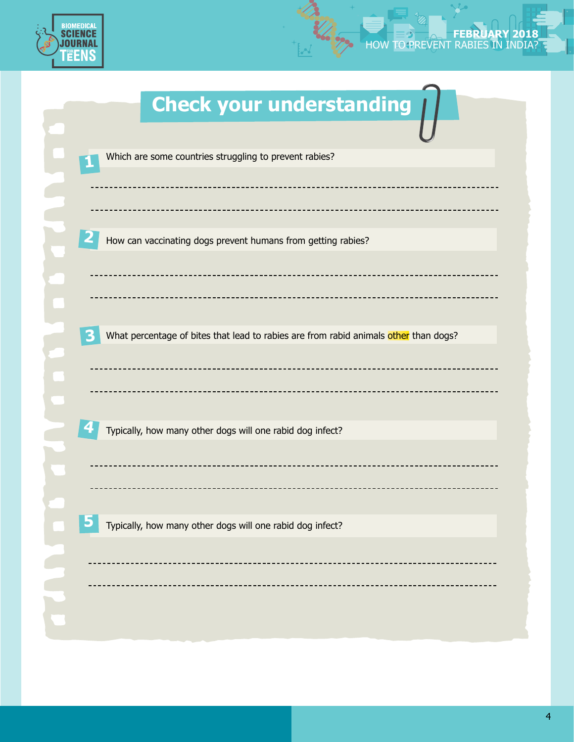## Check your understanding

1. Which are some countries struggling to prevent rabies?

---

---

2. How can vaccinating dogs prevent humans from getting rabies?

---

---

3. What percentage of bites that lead to rabies are from rabid animals other than dogs?

---

---

4. Typically, how many other dogs will one rabid dog infect?

---

---

5. Typically, how many other dogs will one rabid dog infect?

---

---